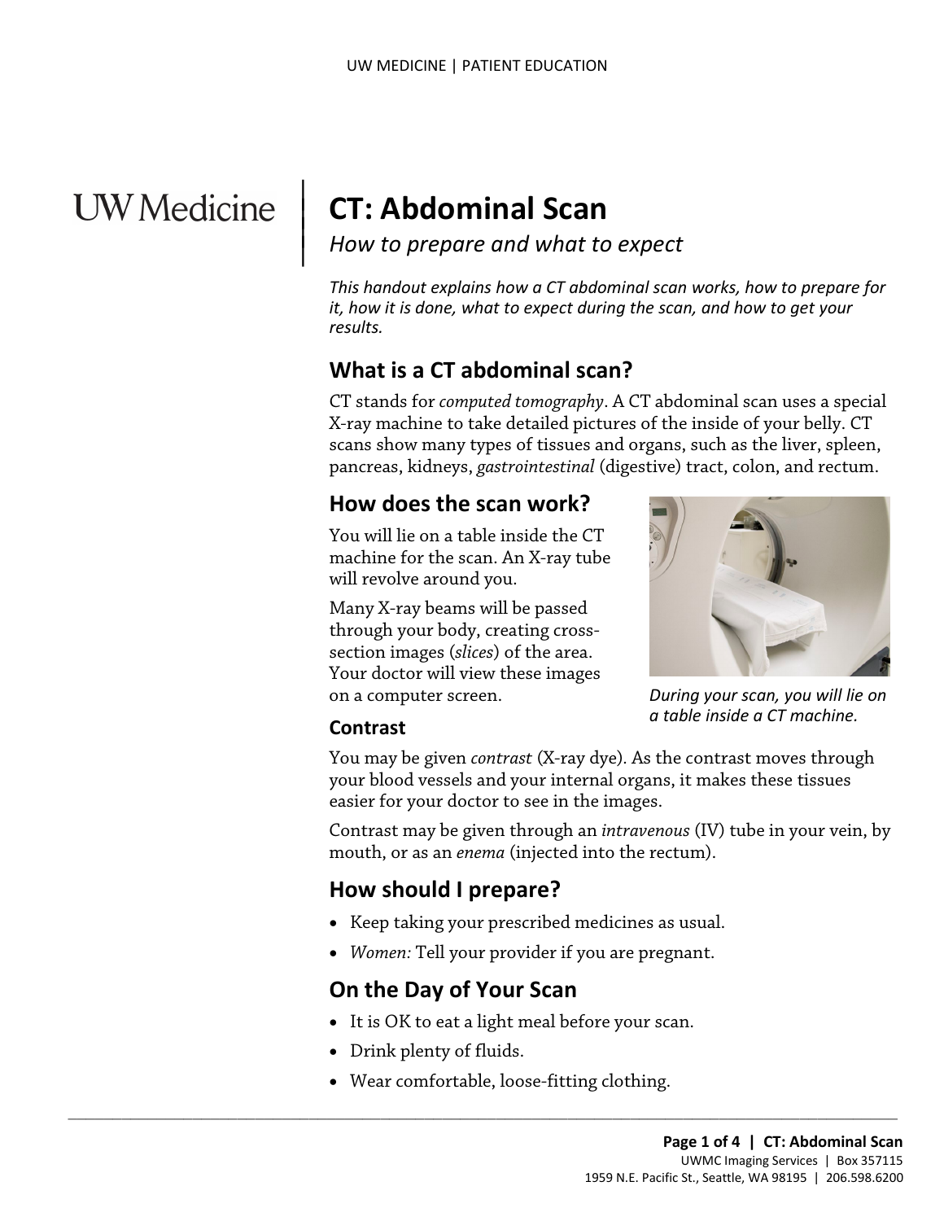# CT: Abdominal Scan

*How to prepare and what to expect*

*This handout explains how a CT abdominal scan works, how to prepare for it, how it is done, what to expect during the scan, and how to get your results.*

## What is a CT abdominal scan?

CT stands for *computed tomography*. A CT abdominal scan uses a special X-ray machine to take detailed pictures of the inside of your belly. CT scans show many types of tissues and organs, such as the liver, spleen, pancreas, kidneys, *gastrointestinal* (digestive) tract, colon, and rectum.

## How does the scan work?

You will lie on a table inside the CT machine for the scan. An X-ray tube will revolve around you.

Many X-ray beams will be passed through your body, creating cross-section images (*slices*) of the area. Your doctor will view these images on a computer screen.

*During your scan, you will lie on a table inside a CT machine.*

### Contrast

You may be given *contrast* (X-ray dye). As the contrast moves through your blood vessels and your internal organs, it makes these tissues easier for your doctor to see in the images.

Contrast may be given through an *intravenous* (IV) tube in your vein, by mouth, or as an *enema* (injected into the rectum).

## How should I prepare?

- Keep taking your prescribed medicines as usual.
- *Women:* Tell your provider if you are pregnant.

## On the Day of Your Scan

- It is OK to eat a light meal before your scan.
- Drink plenty of fluids.
- Wear comfortable, loose-fitting clothing.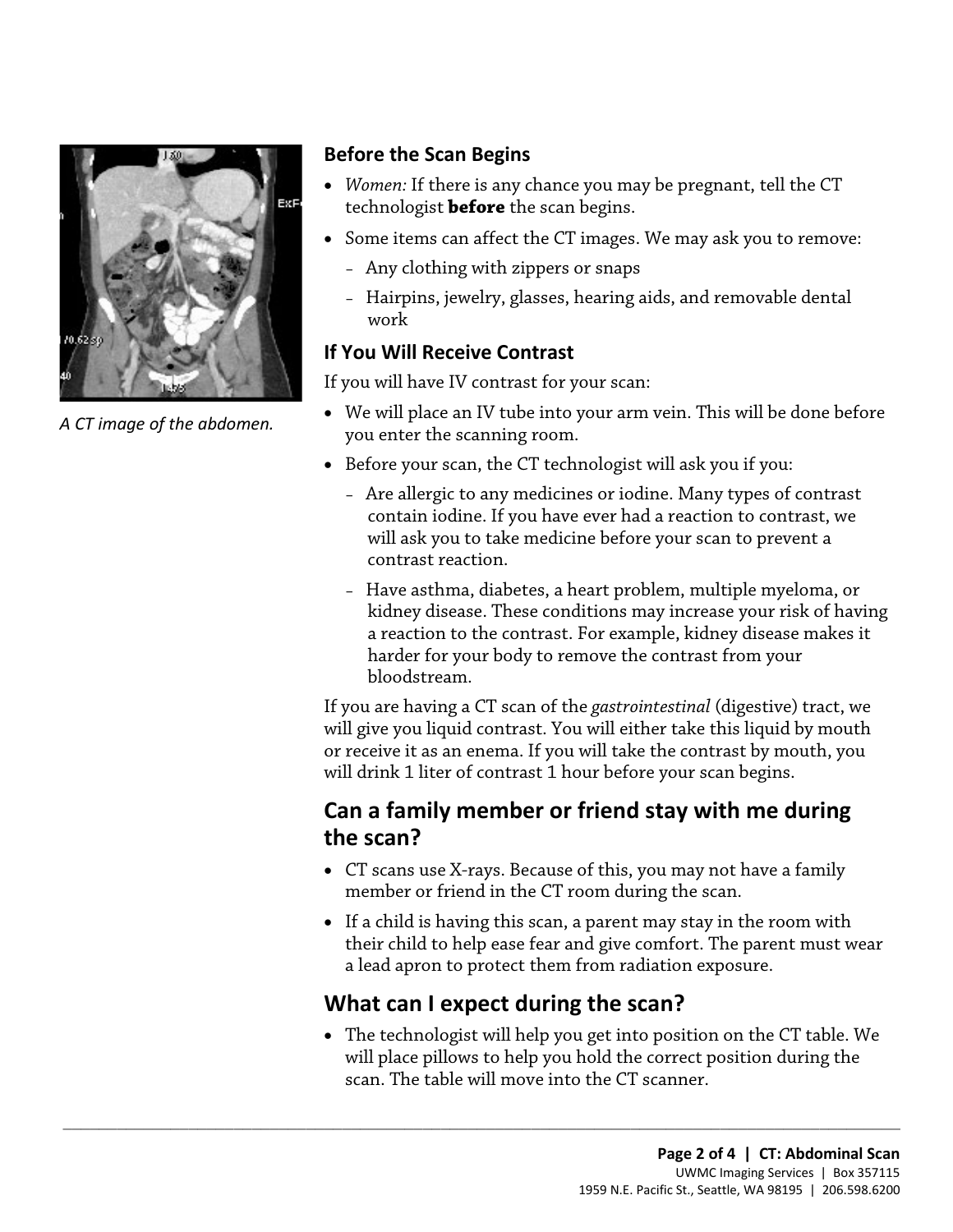A CT image of the abdomen.

### Before the Scan Begins

- *Women:* If there is any chance you may be pregnant, tell the CT technologist **before** the scan begins.
- Some items can affect the CT images. We may ask you to remove:
  - Any clothing with zippers or snaps
  - Hairpins, jewelry, glasses, hearing aids, and removable dental work

### If You Will Receive Contrast

If you will have IV contrast for your scan:

- We will place an IV tube into your arm vein. This will be done before you enter the scanning room.
- Before your scan, the CT technologist will ask you if you:
  - Are allergic to any medicines or iodine. Many types of contrast contain iodine. If you have ever had a reaction to contrast, we will ask you to take medicine before your scan to prevent a contrast reaction.
  - Have asthma, diabetes, a heart problem, multiple myeloma, or kidney disease. These conditions may increase your risk of having a reaction to the contrast. For example, kidney disease makes it harder for your body to remove the contrast from your bloodstream.

If you are having a CT scan of the *gastrointestinal* (digestive) tract, we will give you liquid contrast. You will either take this liquid by mouth or receive it as an enema. If you will take the contrast by mouth, you will drink 1 liter of contrast 1 hour before your scan begins.

## Can a family member or friend stay with me during the scan?

- CT scans use X-rays. Because of this, you may not have a family member or friend in the CT room during the scan.
- If a child is having this scan, a parent may stay in the room with their child to help ease fear and give comfort. The parent must wear a lead apron to protect them from radiation exposure.

## What can I expect during the scan?

- The technologist will help you get into position on the CT table. We will place pillows to help you hold the correct position during the scan. The table will move into the CT scanner.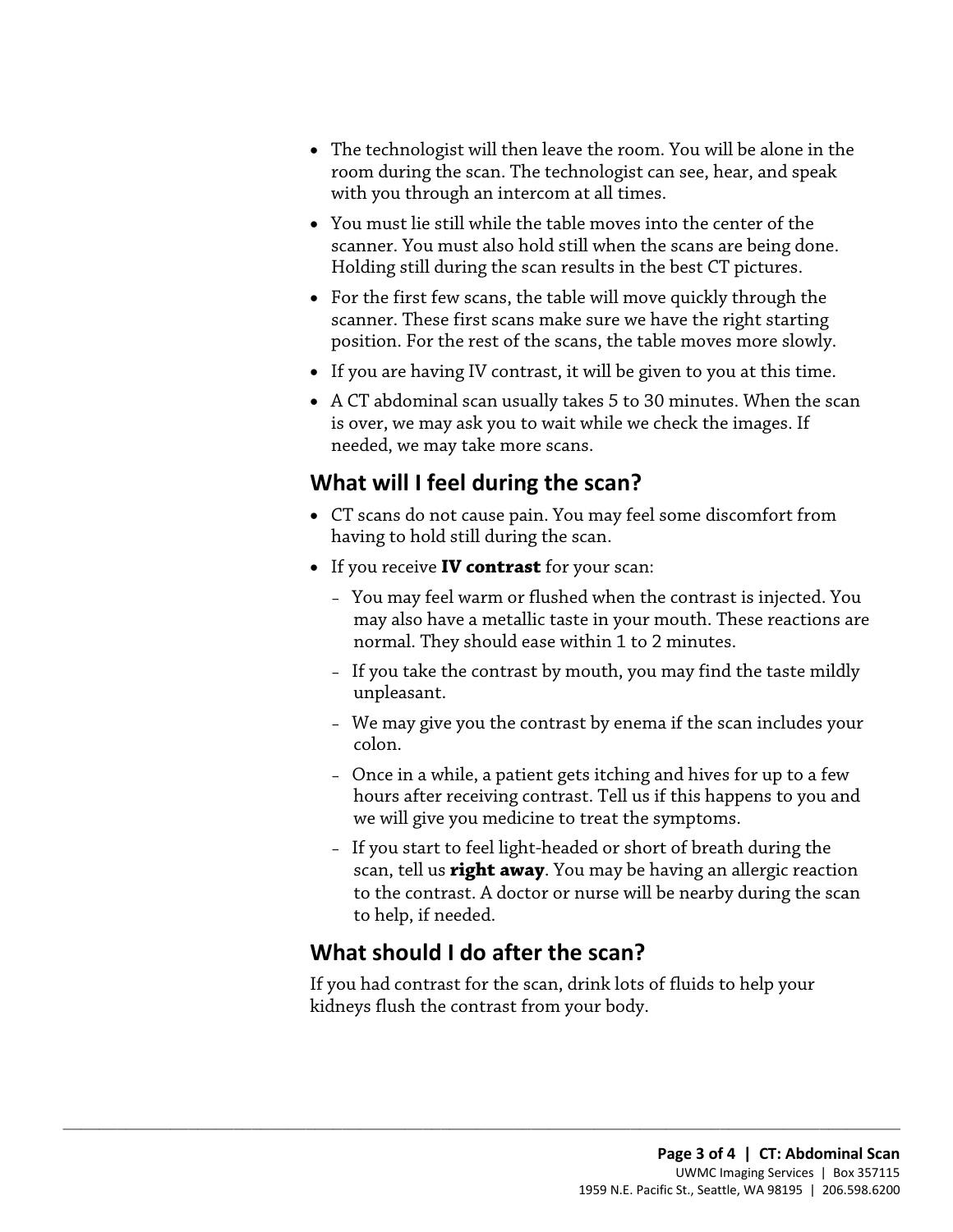- The technologist will then leave the room. You will be alone in the room during the scan. The technologist can see, hear, and speak with you through an intercom at all times.
- You must lie still while the table moves into the center of the scanner. You must also hold still when the scans are being done. Holding still during the scan results in the best CT pictures.
- For the first few scans, the table will move quickly through the scanner. These first scans make sure we have the right starting position. For the rest of the scans, the table moves more slowly.
- If you are having IV contrast, it will be given to you at this time.
- A CT abdominal scan usually takes 5 to 30 minutes. When the scan is over, we may ask you to wait while we check the images. If needed, we may take more scans.

## What will I feel during the scan?

- CT scans do not cause pain. You may feel some discomfort from having to hold still during the scan.
- If you receive **IV contrast** for your scan:
  - You may feel warm or flushed when the contrast is injected. You may also have a metallic taste in your mouth. These reactions are normal. They should ease within 1 to 2 minutes.
  - If you take the contrast by mouth, you may find the taste mildly unpleasant.
  - We may give you the contrast by enema if the scan includes your colon.
  - Once in a while, a patient gets itching and hives for up to a few hours after receiving contrast. Tell us if this happens to you and we will give you medicine to treat the symptoms.
  - If you start to feel light-headed or short of breath during the scan, tell us **right away**. You may be having an allergic reaction to the contrast. A doctor or nurse will be nearby during the scan to help, if needed.

## What should I do after the scan?

If you had contrast for the scan, drink lots of fluids to help your kidneys flush the contrast from your body.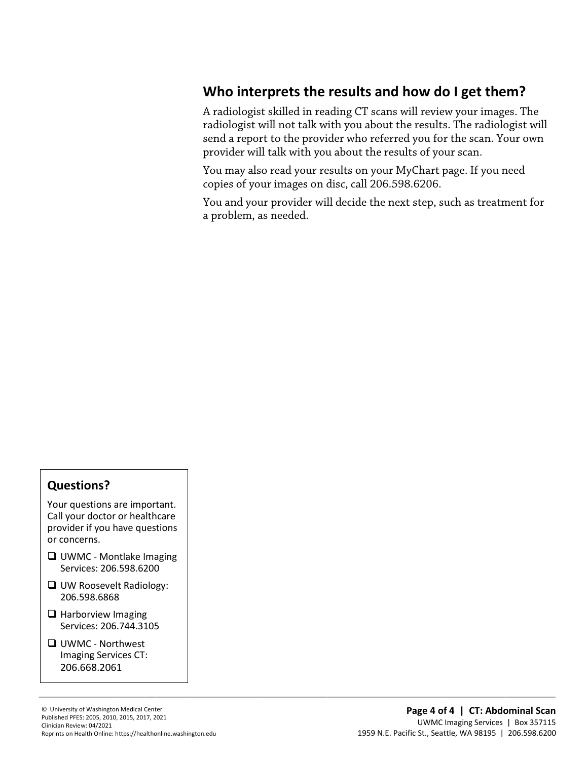## Who interprets the results and how do I get them?

A radiologist skilled in reading CT scans will review your images. The radiologist will not talk with you about the results. The radiologist will send a report to the provider who referred you for the scan. Your own provider will talk with you about the results of your scan.

You may also read your results on your MyChart page. If you need copies of your images on disc, call 206.598.6206.

You and your provider will decide the next step, such as treatment for a problem, as needed.

### Questions?

Your questions are important. Call your doctor or healthcare provider if you have questions or concerns.

- ❑ UWMC - Montlake Imaging Services: 206.598.6200
- ❑ UW Roosevelt Radiology: 206.598.6868
- ❑ Harborview Imaging Services: 206.744.3105
- ❑ UWMC - Northwest Imaging Services CT: 206.668.2061

© University of Washington Medical Center
Published PFES: 2005, 2010, 2015, 2017, 2021
Clinician Review: 04/2021
Reprints on Health Online: https://healthonline.washington.edu

UWMC Imaging Services | Box 357115
1959 N.E. Pacific St., Seattle, WA 98195 | 206.598.6200